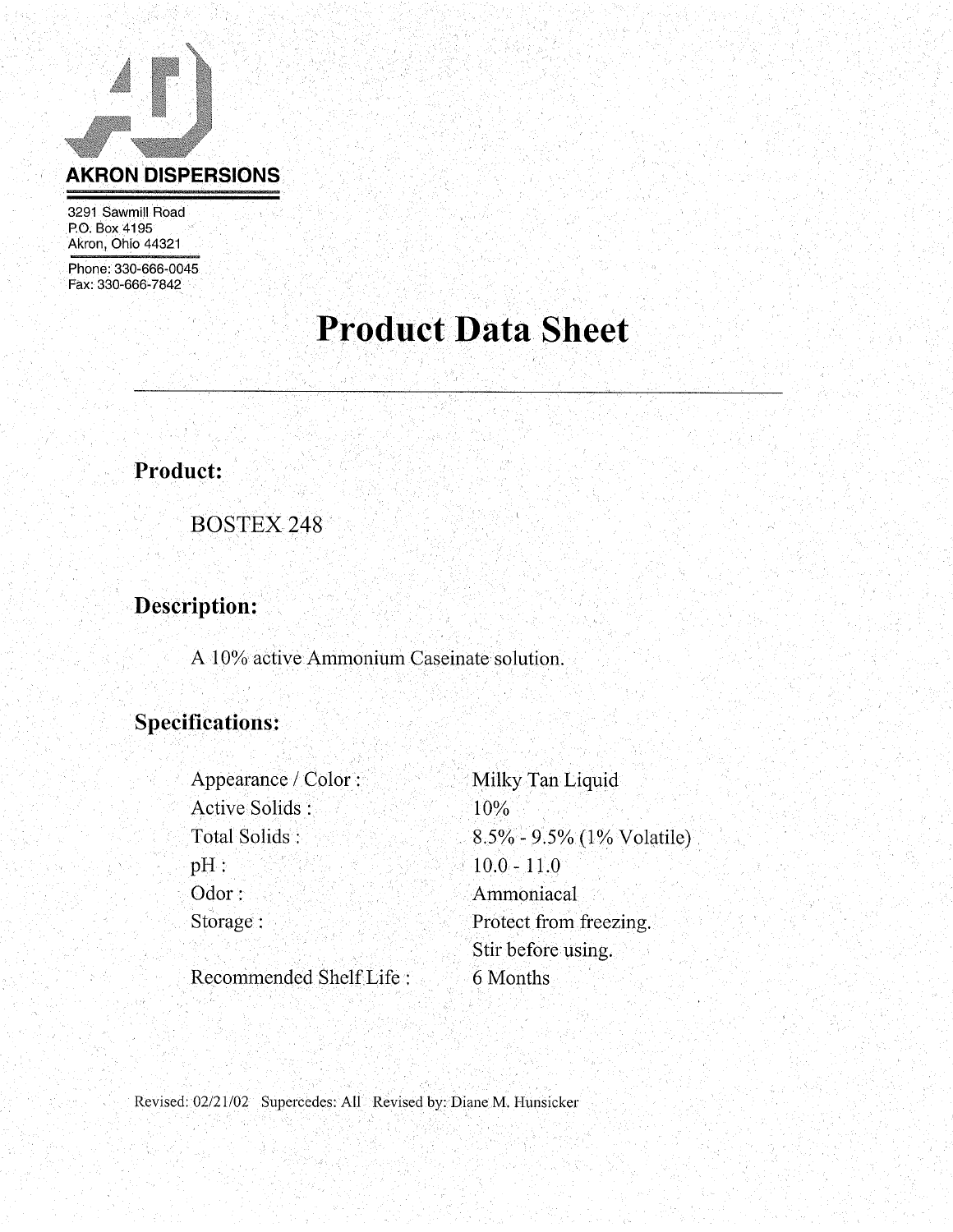**AKRON DISPERSIONS**

3291 Sawmill Road
P.O. Box 4195
Akron, Ohio 44321

Phone: 330-666-0045
Fax: 330-666-7842

# Product Data Sheet

---

## Product:

BOSTEX 248

## Description:

A 10% active Ammonium Caseinate solution.

## Specifications:

| | |
|---|---|
| Appearance / Color : | Milky Tan Liquid |
| Active Solids : | 10% |
| Total Solids : | 8.5% - 9.5% (1% Volatile) |
| pH : | 10.0 - 11.0 |
| Odor : | Ammoniacal |
| Storage : | Protect from freezing. Stir before using. |
| Recommended Shelf Life : | 6 Months |

Revised: 02/21/02 Supercedes: All Revised by: Diane M. Hunsicker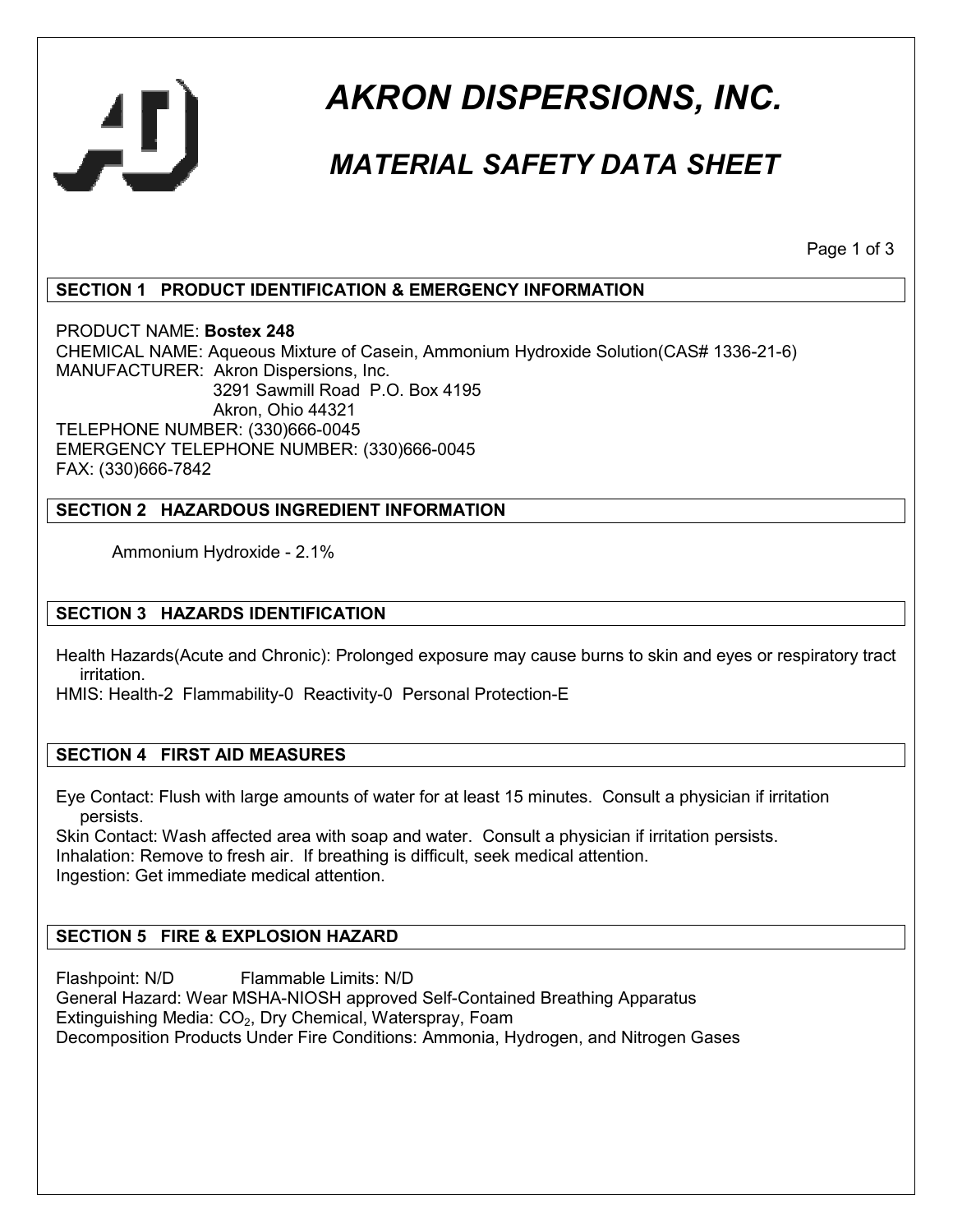# AKRON DISPERSIONS, INC.

## MATERIAL SAFETY DATA SHEET

### SECTION 1 PRODUCT IDENTIFICATION & EMERGENCY INFORMATION

PRODUCT NAME: **Bostex 248**
CHEMICAL NAME: Aqueous Mixture of Casein, Ammonium Hydroxide Solution(CAS# 1336-21-6)
MANUFACTURER: Akron Dispersions, Inc.
3291 Sawmill Road P.O. Box 4195
Akron, Ohio 44321
TELEPHONE NUMBER: (330)666-0045
EMERGENCY TELEPHONE NUMBER: (330)666-0045
FAX: (330)666-7842

### SECTION 2 HAZARDOUS INGREDIENT INFORMATION

Ammonium Hydroxide - 2.1%

### SECTION 3 HAZARDS IDENTIFICATION

Health Hazards(Acute and Chronic): Prolonged exposure may cause burns to skin and eyes or respiratory tract irritation.
HMIS: Health-2 Flammability-0 Reactivity-0 Personal Protection-E

### SECTION 4 FIRST AID MEASURES

Eye Contact: Flush with large amounts of water for at least 15 minutes. Consult a physician if irritation persists.
Skin Contact: Wash affected area with soap and water. Consult a physician if irritation persists.
Inhalation: Remove to fresh air. If breathing is difficult, seek medical attention.
Ingestion: Get immediate medical attention.

### SECTION 5 FIRE & EXPLOSION HAZARD

Flashpoint: N/D Flammable Limits: N/D
General Hazard: Wear MSHA-NIOSH approved Self-Contained Breathing Apparatus
Extinguishing Media: $CO_2$, Dry Chemical, Waterspray, Foam
Decomposition Products Under Fire Conditions: Ammonia, Hydrogen, and Nitrogen Gases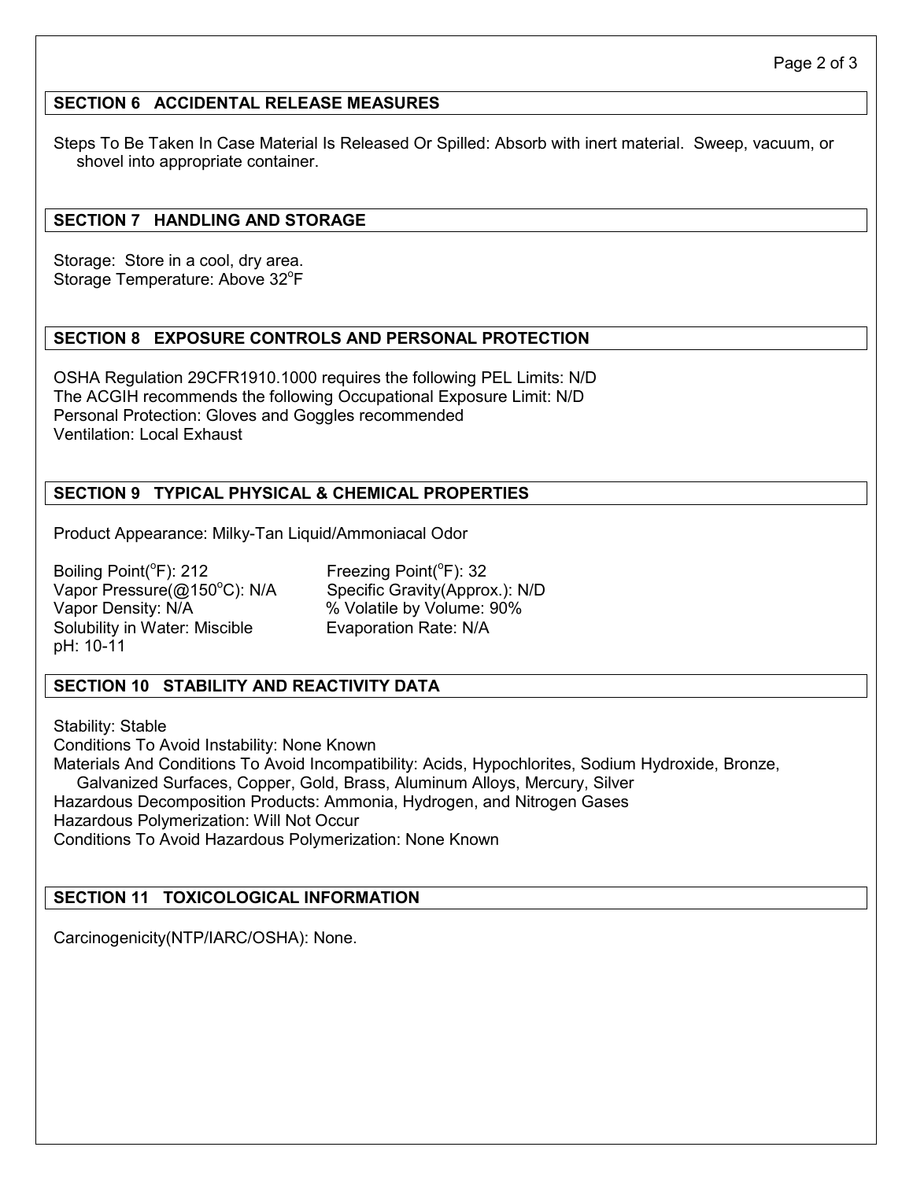## SECTION 6 ACCIDENTAL RELEASE MEASURES

Steps To Be Taken In Case Material Is Released Or Spilled: Absorb with inert material. Sweep, vacuum, or shovel into appropriate container.

## SECTION 7 HANDLING AND STORAGE

Storage: Store in a cool, dry area.
Storage Temperature: Above 32°F

## SECTION 8 EXPOSURE CONTROLS AND PERSONAL PROTECTION

OSHA Regulation 29CFR1910.1000 requires the following PEL Limits: N/D
The ACGIH recommends the following Occupational Exposure Limit: N/D
Personal Protection: Gloves and Goggles recommended
Ventilation: Local Exhaust

## SECTION 9 TYPICAL PHYSICAL & CHEMICAL PROPERTIES

Product Appearance: Milky-Tan Liquid/Ammoniacal Odor

Boiling Point(°F): 212
Vapor Pressure(@150°C): N/A
Vapor Density: N/A
Solubility in Water: Miscible
pH: 10-11
Freezing Point(°F): 32
Specific Gravity(Approx.): N/D
% Volatile by Volume: 90%
Evaporation Rate: N/A

## SECTION 10 STABILITY AND REACTIVITY DATA

Stability: Stable
Conditions To Avoid Instability: None Known
Materials And Conditions To Avoid Incompatibility: Acids, Hypochlorites, Sodium Hydroxide, Bronze, Galvanized Surfaces, Copper, Gold, Brass, Aluminum Alloys, Mercury, Silver
Hazardous Decomposition Products: Ammonia, Hydrogen, and Nitrogen Gases
Hazardous Polymerization: Will Not Occur
Conditions To Avoid Hazardous Polymerization: None Known

## SECTION 11 TOXICOLOGICAL INFORMATION

Carcinogenicity(NTP/IARC/OSHA): None.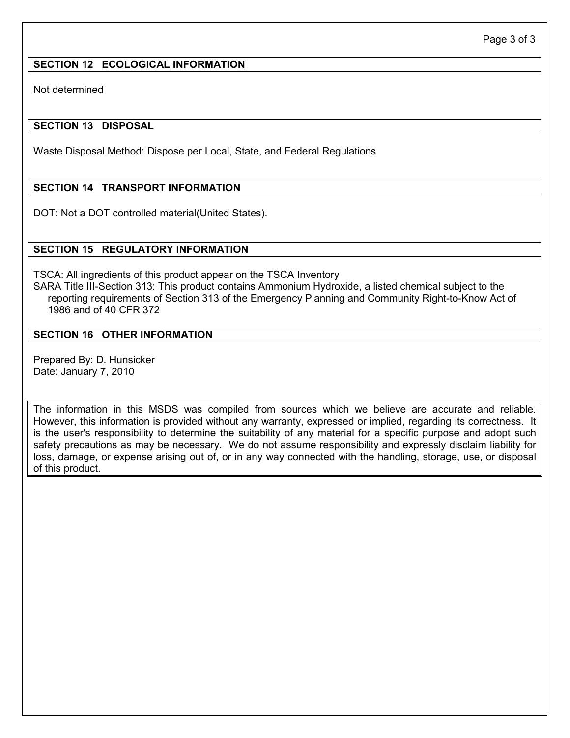## SECTION 12 ECOLOGICAL INFORMATION

Not determined

## SECTION 13 DISPOSAL

Waste Disposal Method: Dispose per Local, State, and Federal Regulations

## SECTION 14 TRANSPORT INFORMATION

DOT: Not a DOT controlled material(United States).

## SECTION 15 REGULATORY INFORMATION

TSCA: All ingredients of this product appear on the TSCA Inventory
SARA Title III-Section 313: This product contains Ammonium Hydroxide, a listed chemical subject to the reporting requirements of Section 313 of the Emergency Planning and Community Right-to-Know Act of 1986 and of 40 CFR 372

## SECTION 16 OTHER INFORMATION

Prepared By: D. Hunsicker
Date: January 7, 2010

The information in this MSDS was compiled from sources which we believe are accurate and reliable. However, this information is provided without any warranty, expressed or implied, regarding its correctness. It is the user's responsibility to determine the suitability of any material for a specific purpose and adopt such safety precautions as may be necessary. We do not assume responsibility and expressly disclaim liability for loss, damage, or expense arising out of, or in any way connected with the handling, storage, use, or disposal of this product.